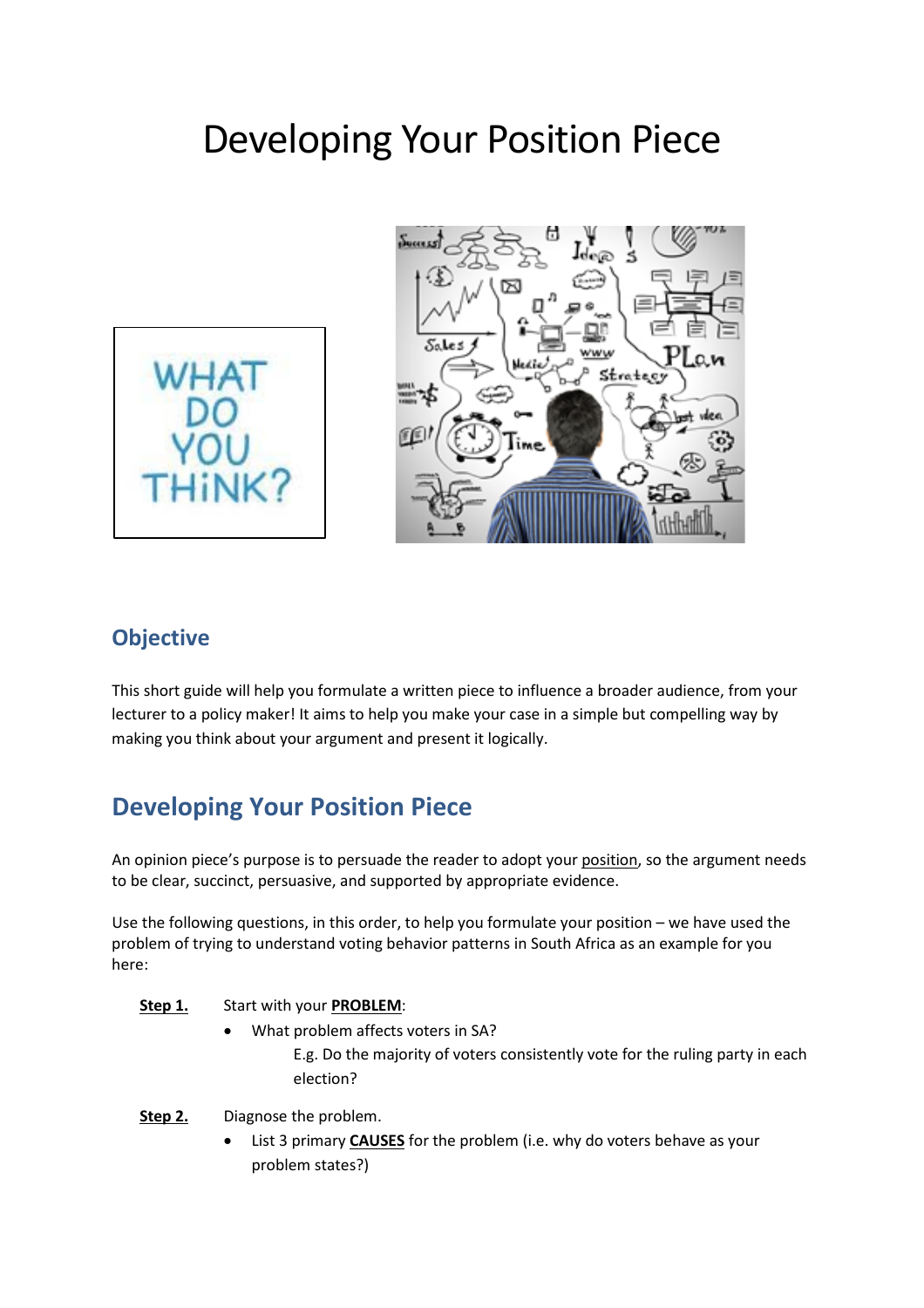# Developing Your Position Piece

## Objective

This short guide will help you formulate a written piece to influence a broader audience, from your lecturer to a policy maker! It aims to help you make your case in a simple but compelling way by making you think about your argument and present it logically.

## Developing Your Position Piece

An opinion piece's purpose is to persuade the reader to adopt your position, so the argument needs to be clear, succinct, persuasive, and supported by appropriate evidence.

Use the following questions, in this order, to help you formulate your position – we have used the problem of trying to understand voting behavior patterns in South Africa as an example for you here:

**Step 1.** Start with your **PROBLEM**:

- What problem affects voters in SA?

  E.g. Do the majority of voters consistently vote for the ruling party in each election?

**Step 2.** Diagnose the problem.

- List 3 primary **CAUSES** for the problem (i.e. why do voters behave as your problem states?)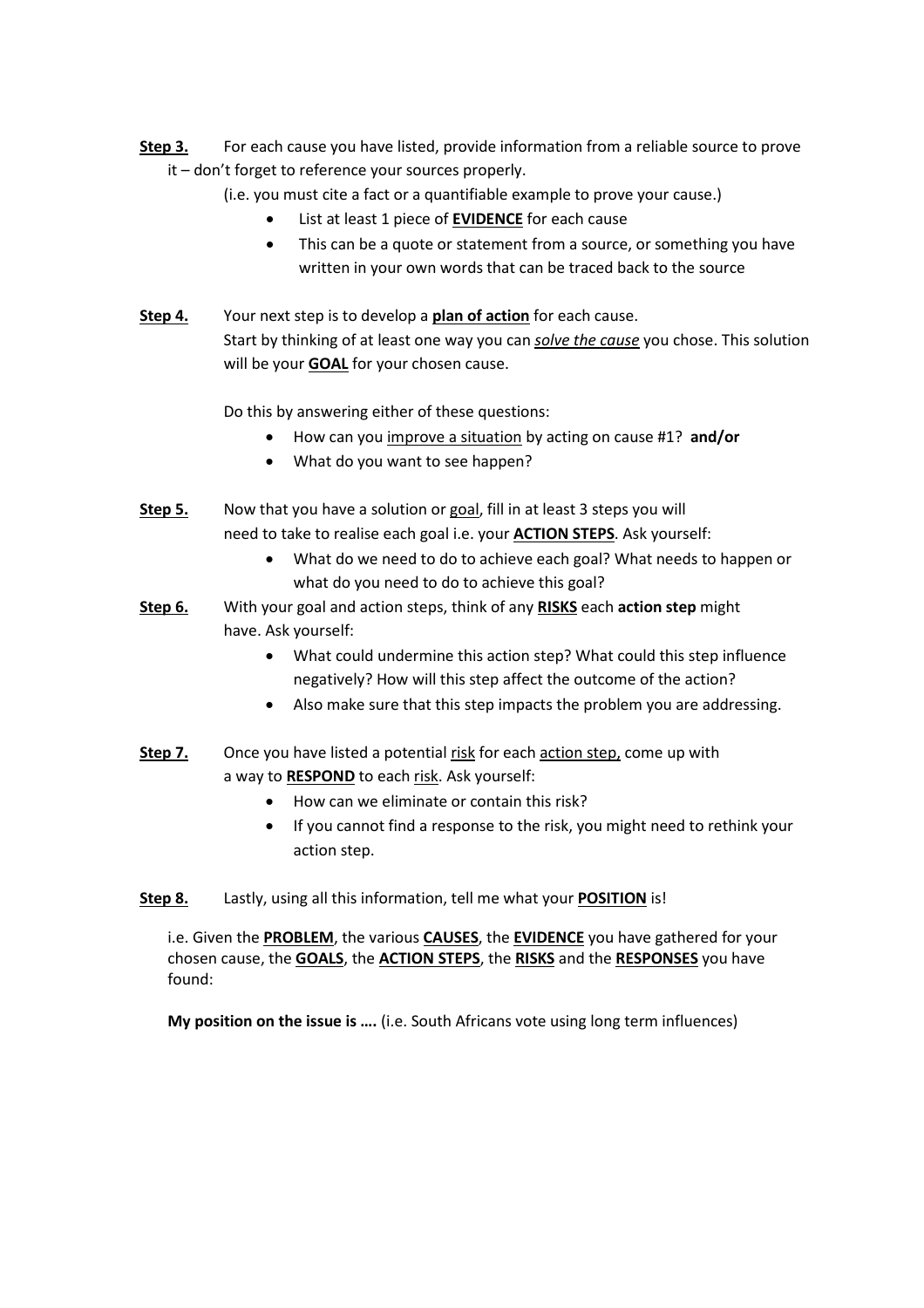**Step 3.** For each cause you have listed, provide information from a reliable source to prove it – don't forget to reference your sources properly.

(i.e. you must cite a fact or a quantifiable example to prove your cause.)

- List at least 1 piece of **EVIDENCE** for each cause
- This can be a quote or statement from a source, or something you have written in your own words that can be traced back to the source

**Step 4.** Your next step is to develop a **plan of action** for each cause. Start by thinking of at least one way you can ***solve the cause*** you chose. This solution will be your **GOAL** for your chosen cause.

Do this by answering either of these questions:

- How can you improve a situation by acting on cause #1? **and/or**
- What do you want to see happen?

**Step 5.** Now that you have a solution or goal, fill in at least 3 steps you will need to take to realise each goal i.e. your **ACTION STEPS**. Ask yourself:

- What do we need to do to achieve each goal? What needs to happen or what do you need to do to achieve this goal?

**Step 6.** With your goal and action steps, think of any **RISKS** each **action step** might have. Ask yourself:

- What could undermine this action step? What could this step influence negatively? How will this step affect the outcome of the action?
- Also make sure that this step impacts the problem you are addressing.

**Step 7.** Once you have listed a potential risk for each action step, come up with a way to **RESPOND** to each risk. Ask yourself:

- How can we eliminate or contain this risk?
- If you cannot find a response to the risk, you might need to rethink your action step.

**Step 8.** Lastly, using all this information, tell me what your **POSITION** is!

i.e. Given the **PROBLEM**, the various **CAUSES**, the **EVIDENCE** you have gathered for your chosen cause, the **GOALS**, the **ACTION STEPS**, the **RISKS** and the **RESPONSES** you have found:

**My position on the issue is ….** (i.e. South Africans vote using long term influences)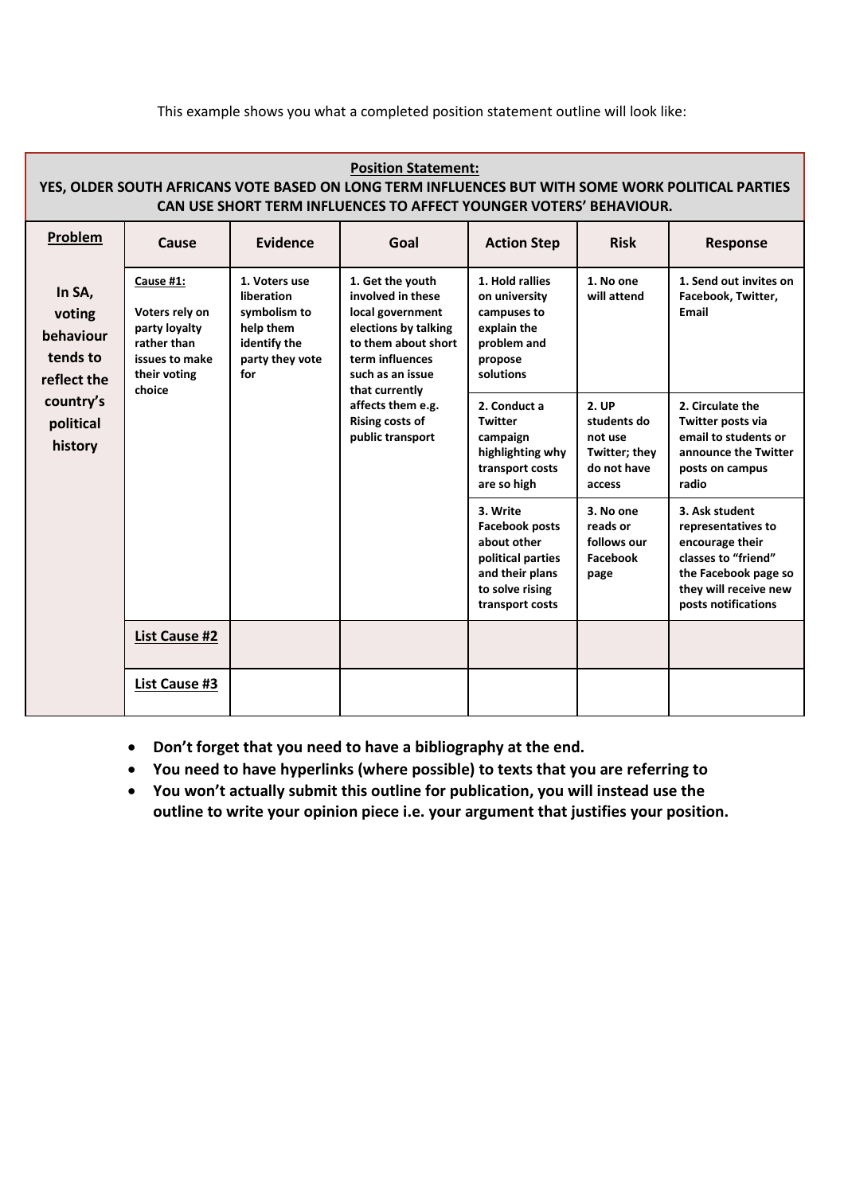This example shows you what a completed position statement outline will look like:

**Position Statement:**
**YES, OLDER SOUTH AFRICANS VOTE BASED ON LONG TERM INFLUENCES BUT WITH SOME WORK POLITICAL PARTIES CAN USE SHORT TERM INFLUENCES TO AFFECT YOUNGER VOTERS' BEHAVIOUR.**

| Problem | Cause | Evidence | Goal | Action Step | Risk | Response |
|---|---|---|---|---|---|---|
| In SA, voting behaviour tends to reflect the country's political history | Cause #1: Voters rely on party loyalty rather than issues to make their voting choice | 1. Voters use liberation symbolism to help them identify the party they vote for | 1. Get the youth involved in these local government elections by talking to them about short term influences such as an issue that currently affects them e.g. Rising costs of public transport | 1. Hold rallies on university campuses to explain the problem and propose solutions | 1. No one will attend | 1. Send out invites on Facebook, Twitter, Email |
| | | | | 2. Conduct a Twitter campaign highlighting why transport costs are so high | 2. UP students do not use Twitter; they do not have access | 2. Circulate the Twitter posts via email to students or announce the Twitter posts on campus radio |
| | | | | 3. Write Facebook posts about other political parties and their plans to solve rising transport costs | 3. No one reads or follows our Facebook page | 3. Ask student representatives to encourage their classes to "friend" the Facebook page so they will receive new posts notifications |
| | List Cause #2 | | | | | |
| | List Cause #3 | | | | | |

- **Don't forget that you need to have a bibliography at the end.**
- **You need to have hyperlinks (where possible) to texts that you are referring to**
- **You won't actually submit this outline for publication, you will instead use the outline to write your opinion piece i.e. your argument that justifies your position.**